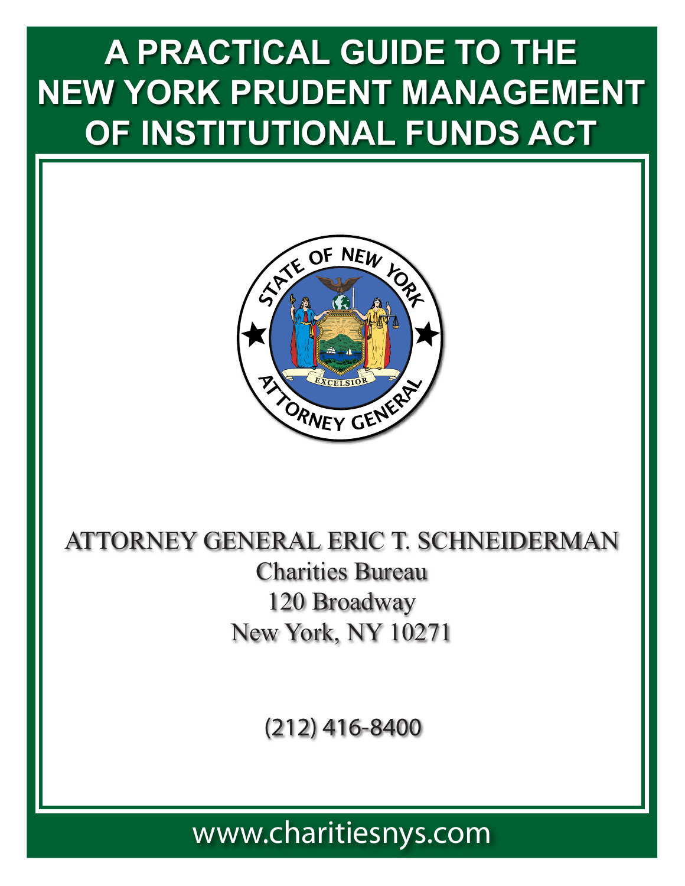# A PRACTICAL GUIDE TO THE NEW YORK PRUDENT MANAGEMENT OF INSTITUTIONAL FUNDS ACT

ATTORNEY GENERAL ERIC T. SCHNEIDERMAN

Charities Bureau

120 Broadway

New York, NY 10271

(212) 416-8400

www.charitiesnys.com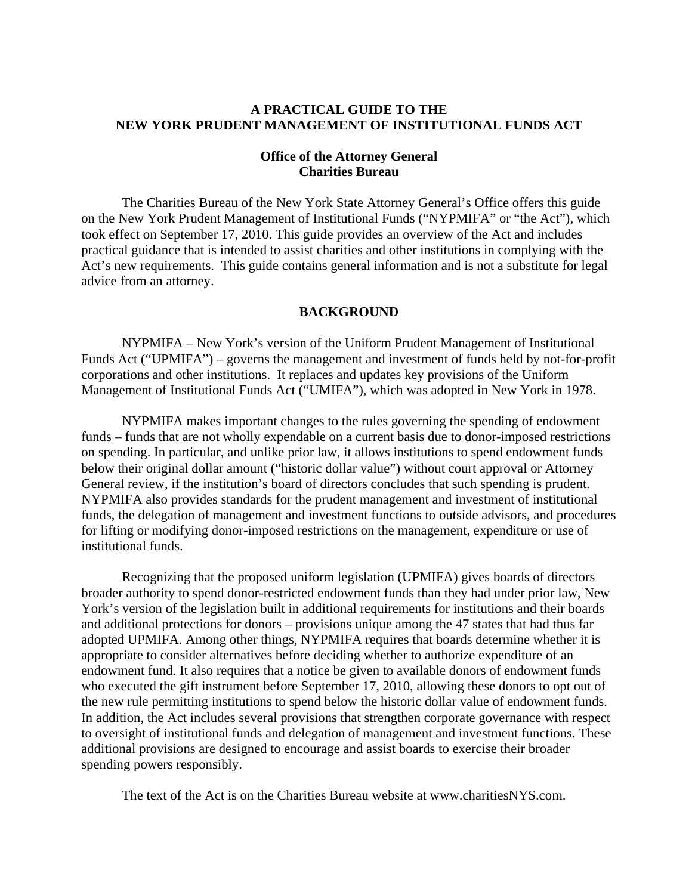# A PRACTICAL GUIDE TO THE NEW YORK PRUDENT MANAGEMENT OF INSTITUTIONAL FUNDS ACT

**Office of the Attorney General**
**Charities Bureau**

The Charities Bureau of the New York State Attorney General's Office offers this guide on the New York Prudent Management of Institutional Funds ("NYPMIFA" or "the Act"), which took effect on September 17, 2010. This guide provides an overview of the Act and includes practical guidance that is intended to assist charities and other institutions in complying with the Act's new requirements. This guide contains general information and is not a substitute for legal advice from an attorney.

## BACKGROUND

NYPMIFA – New York's version of the Uniform Prudent Management of Institutional Funds Act ("UPMIFA") – governs the management and investment of funds held by not-for-profit corporations and other institutions. It replaces and updates key provisions of the Uniform Management of Institutional Funds Act ("UMIFA"), which was adopted in New York in 1978.

NYPMIFA makes important changes to the rules governing the spending of endowment funds – funds that are not wholly expendable on a current basis due to donor-imposed restrictions on spending. In particular, and unlike prior law, it allows institutions to spend endowment funds below their original dollar amount ("historic dollar value") without court approval or Attorney General review, if the institution's board of directors concludes that such spending is prudent. NYPMIFA also provides standards for the prudent management and investment of institutional funds, the delegation of management and investment functions to outside advisors, and procedures for lifting or modifying donor-imposed restrictions on the management, expenditure or use of institutional funds.

Recognizing that the proposed uniform legislation (UPMIFA) gives boards of directors broader authority to spend donor-restricted endowment funds than they had under prior law, New York's version of the legislation built in additional requirements for institutions and their boards and additional protections for donors – provisions unique among the 47 states that had thus far adopted UPMIFA. Among other things, NYPMIFA requires that boards determine whether it is appropriate to consider alternatives before deciding whether to authorize expenditure of an endowment fund. It also requires that a notice be given to available donors of endowment funds who executed the gift instrument before September 17, 2010, allowing these donors to opt out of the new rule permitting institutions to spend below the historic dollar value of endowment funds. In addition, the Act includes several provisions that strengthen corporate governance with respect to oversight of institutional funds and delegation of management and investment functions. These additional provisions are designed to encourage and assist boards to exercise their broader spending powers responsibly.

The text of the Act is on the Charities Bureau website at www.charitiesNYS.com.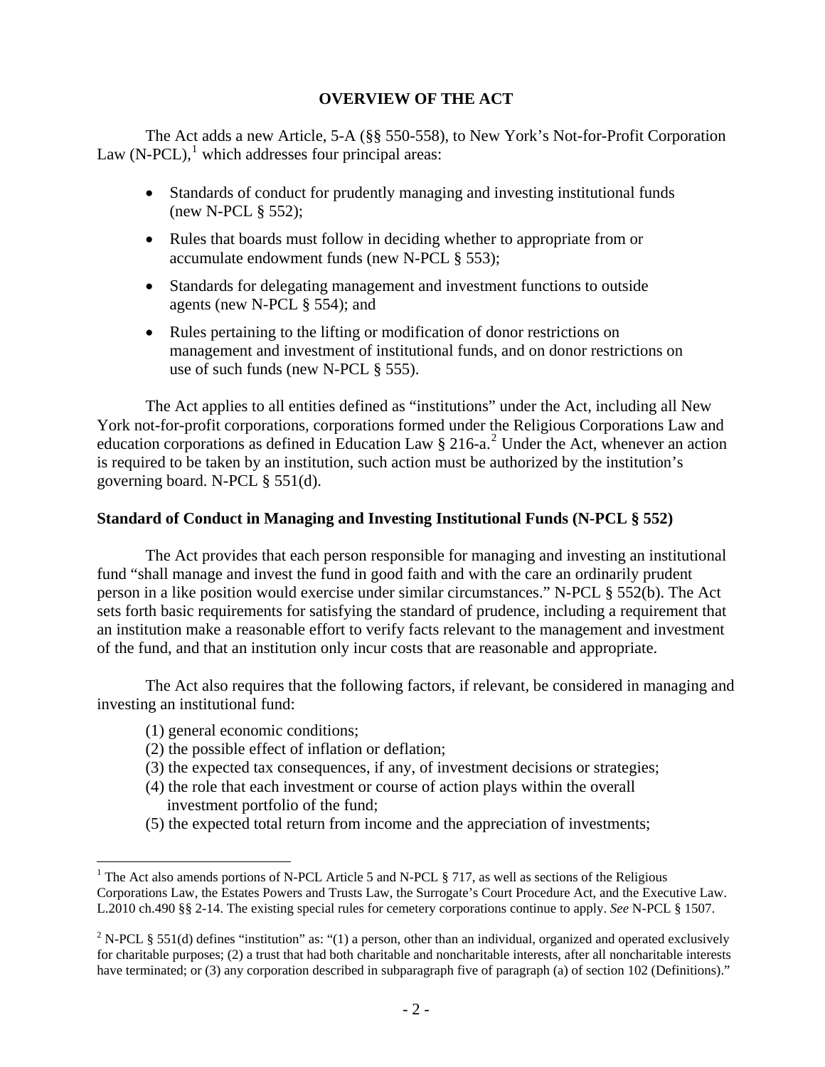## OVERVIEW OF THE ACT

The Act adds a new Article, 5-A (§§ 550-558), to New York's Not-for-Profit Corporation Law (N-PCL),[1] which addresses four principal areas:

- Standards of conduct for prudently managing and investing institutional funds (new N-PCL § 552);
- Rules that boards must follow in deciding whether to appropriate from or accumulate endowment funds (new N-PCL § 553);
- Standards for delegating management and investment functions to outside agents (new N-PCL § 554); and
- Rules pertaining to the lifting or modification of donor restrictions on management and investment of institutional funds, and on donor restrictions on use of such funds (new N-PCL § 555).

The Act applies to all entities defined as "institutions" under the Act, including all New York not-for-profit corporations, corporations formed under the Religious Corporations Law and education corporations as defined in Education Law § 216-a.[2] Under the Act, whenever an action is required to be taken by an institution, such action must be authorized by the institution's governing board. N-PCL § 551(d).

### Standard of Conduct in Managing and Investing Institutional Funds (N-PCL § 552)

The Act provides that each person responsible for managing and investing an institutional fund "shall manage and invest the fund in good faith and with the care an ordinarily prudent person in a like position would exercise under similar circumstances." N-PCL § 552(b). The Act sets forth basic requirements for satisfying the standard of prudence, including a requirement that an institution make a reasonable effort to verify facts relevant to the management and investment of the fund, and that an institution only incur costs that are reasonable and appropriate.

The Act also requires that the following factors, if relevant, be considered in managing and investing an institutional fund:

(1) general economic conditions;
(2) the possible effect of inflation or deflation;
(3) the expected tax consequences, if any, of investment decisions or strategies;
(4) the role that each investment or course of action plays within the overall investment portfolio of the fund;
(5) the expected total return from income and the appreciation of investments;

---

[1] The Act also amends portions of N-PCL Article 5 and N-PCL § 717, as well as sections of the Religious Corporations Law, the Estates Powers and Trusts Law, the Surrogate's Court Procedure Act, and the Executive Law. L.2010 ch.490 §§ 2-14. The existing special rules for cemetery corporations continue to apply. *See* N-PCL § 1507.

[2] N-PCL § 551(d) defines "institution" as: "(1) a person, other than an individual, organized and operated exclusively for charitable purposes; (2) a trust that had both charitable and noncharitable interests, after all noncharitable interests have terminated; or (3) any corporation described in subparagraph five of paragraph (a) of section 102 (Definitions)."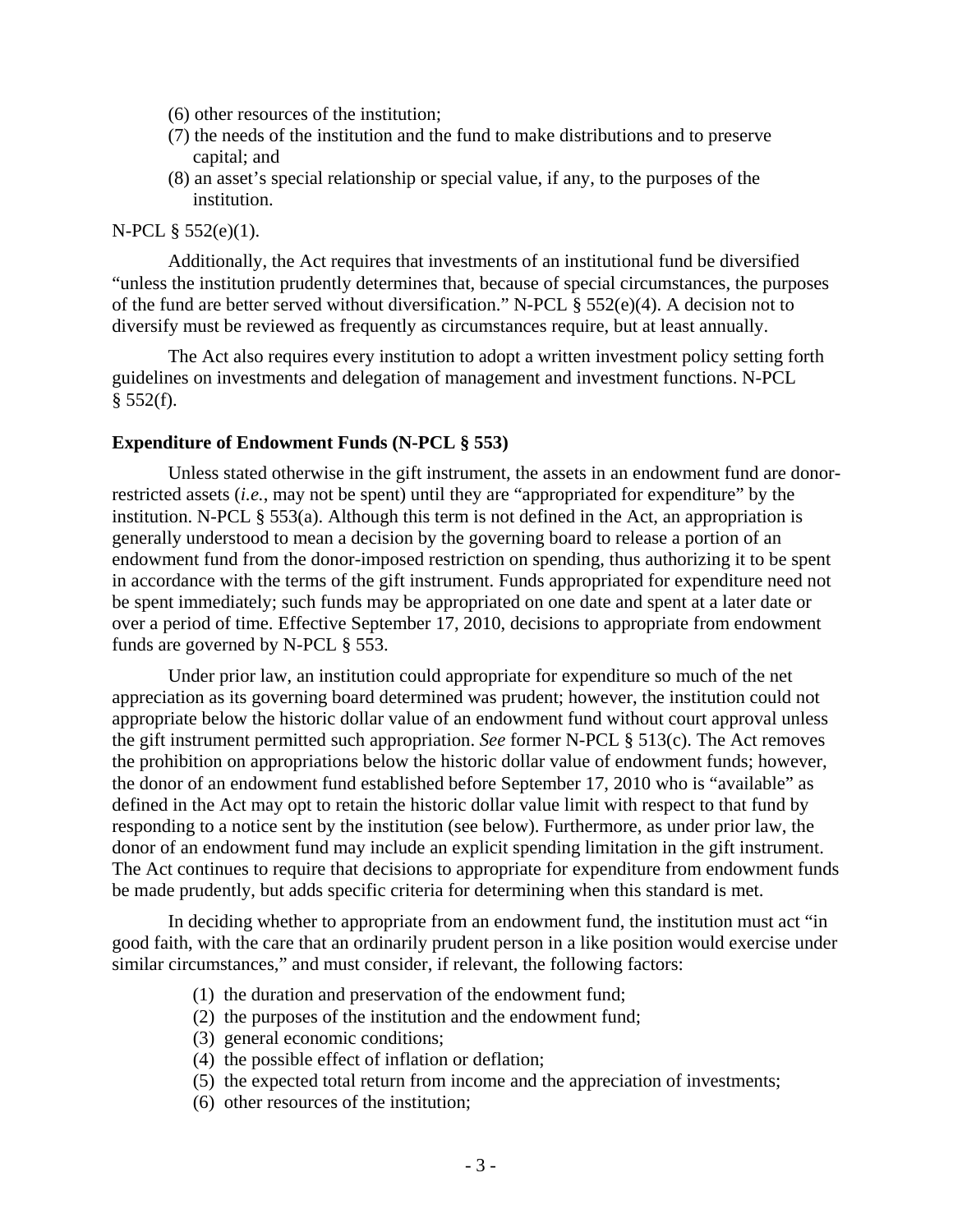(6) other resources of the institution;
(7) the needs of the institution and the fund to make distributions and to preserve capital; and
(8) an asset's special relationship or special value, if any, to the purposes of the institution.

N-PCL § 552(e)(1).

Additionally, the Act requires that investments of an institutional fund be diversified "unless the institution prudently determines that, because of special circumstances, the purposes of the fund are better served without diversification." N-PCL § 552(e)(4). A decision not to diversify must be reviewed as frequently as circumstances require, but at least annually.

The Act also requires every institution to adopt a written investment policy setting forth guidelines on investments and delegation of management and investment functions. N-PCL § 552(f).

**Expenditure of Endowment Funds (N-PCL § 553)**

Unless stated otherwise in the gift instrument, the assets in an endowment fund are donor-restricted assets (*i.e.*, may not be spent) until they are "appropriated for expenditure" by the institution. N-PCL § 553(a). Although this term is not defined in the Act, an appropriation is generally understood to mean a decision by the governing board to release a portion of an endowment fund from the donor-imposed restriction on spending, thus authorizing it to be spent in accordance with the terms of the gift instrument. Funds appropriated for expenditure need not be spent immediately; such funds may be appropriated on one date and spent at a later date or over a period of time. Effective September 17, 2010, decisions to appropriate from endowment funds are governed by N-PCL § 553.

Under prior law, an institution could appropriate for expenditure so much of the net appreciation as its governing board determined was prudent; however, the institution could not appropriate below the historic dollar value of an endowment fund without court approval unless the gift instrument permitted such appropriation. *See* former N-PCL § 513(c). The Act removes the prohibition on appropriations below the historic dollar value of endowment funds; however, the donor of an endowment fund established before September 17, 2010 who is "available" as defined in the Act may opt to retain the historic dollar value limit with respect to that fund by responding to a notice sent by the institution (see below). Furthermore, as under prior law, the donor of an endowment fund may include an explicit spending limitation in the gift instrument. The Act continues to require that decisions to appropriate for expenditure from endowment funds be made prudently, but adds specific criteria for determining when this standard is met.

In deciding whether to appropriate from an endowment fund, the institution must act "in good faith, with the care that an ordinarily prudent person in a like position would exercise under similar circumstances," and must consider, if relevant, the following factors:

(1) the duration and preservation of the endowment fund;
(2) the purposes of the institution and the endowment fund;
(3) general economic conditions;
(4) the possible effect of inflation or deflation;
(5) the expected total return from income and the appreciation of investments;
(6) other resources of the institution;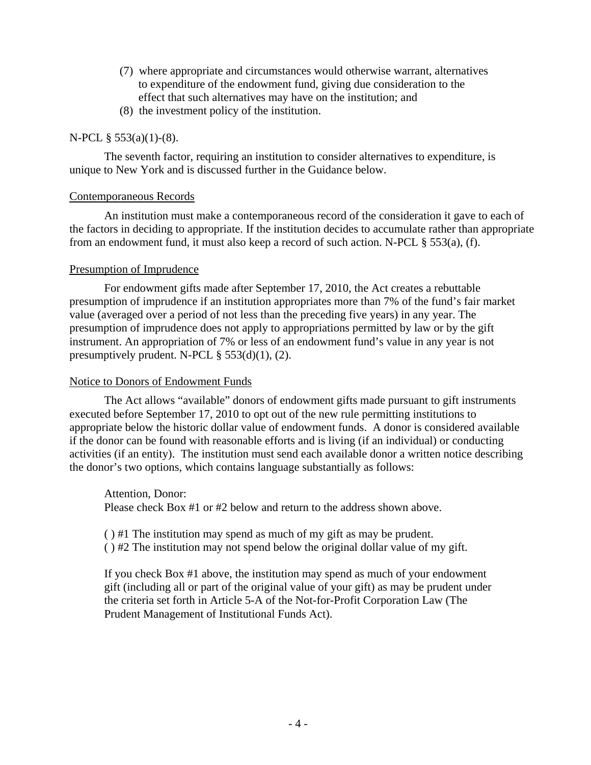(7) where appropriate and circumstances would otherwise warrant, alternatives to expenditure of the endowment fund, giving due consideration to the effect that such alternatives may have on the institution; and

(8) the investment policy of the institution.

N-PCL § 553(a)(1)-(8).

The seventh factor, requiring an institution to consider alternatives to expenditure, is unique to New York and is discussed further in the Guidance below.

Contemporaneous Records

An institution must make a contemporaneous record of the consideration it gave to each of the factors in deciding to appropriate. If the institution decides to accumulate rather than appropriate from an endowment fund, it must also keep a record of such action. N-PCL § 553(a), (f).

Presumption of Imprudence

For endowment gifts made after September 17, 2010, the Act creates a rebuttable presumption of imprudence if an institution appropriates more than 7% of the fund's fair market value (averaged over a period of not less than the preceding five years) in any year. The presumption of imprudence does not apply to appropriations permitted by law or by the gift instrument. An appropriation of 7% or less of an endowment fund's value in any year is not presumptively prudent. N-PCL § 553(d)(1), (2).

Notice to Donors of Endowment Funds

The Act allows "available" donors of endowment gifts made pursuant to gift instruments executed before September 17, 2010 to opt out of the new rule permitting institutions to appropriate below the historic dollar value of endowment funds. A donor is considered available if the donor can be found with reasonable efforts and is living (if an individual) or conducting activities (if an entity). The institution must send each available donor a written notice describing the donor's two options, which contains language substantially as follows:

> Attention, Donor:
> Please check Box #1 or #2 below and return to the address shown above.
>
> ( ) #1 The institution may spend as much of my gift as may be prudent.
> ( ) #2 The institution may not spend below the original dollar value of my gift.
>
> If you check Box #1 above, the institution may spend as much of your endowment gift (including all or part of the original value of your gift) as may be prudent under the criteria set forth in Article 5-A of the Not-for-Profit Corporation Law (The Prudent Management of Institutional Funds Act).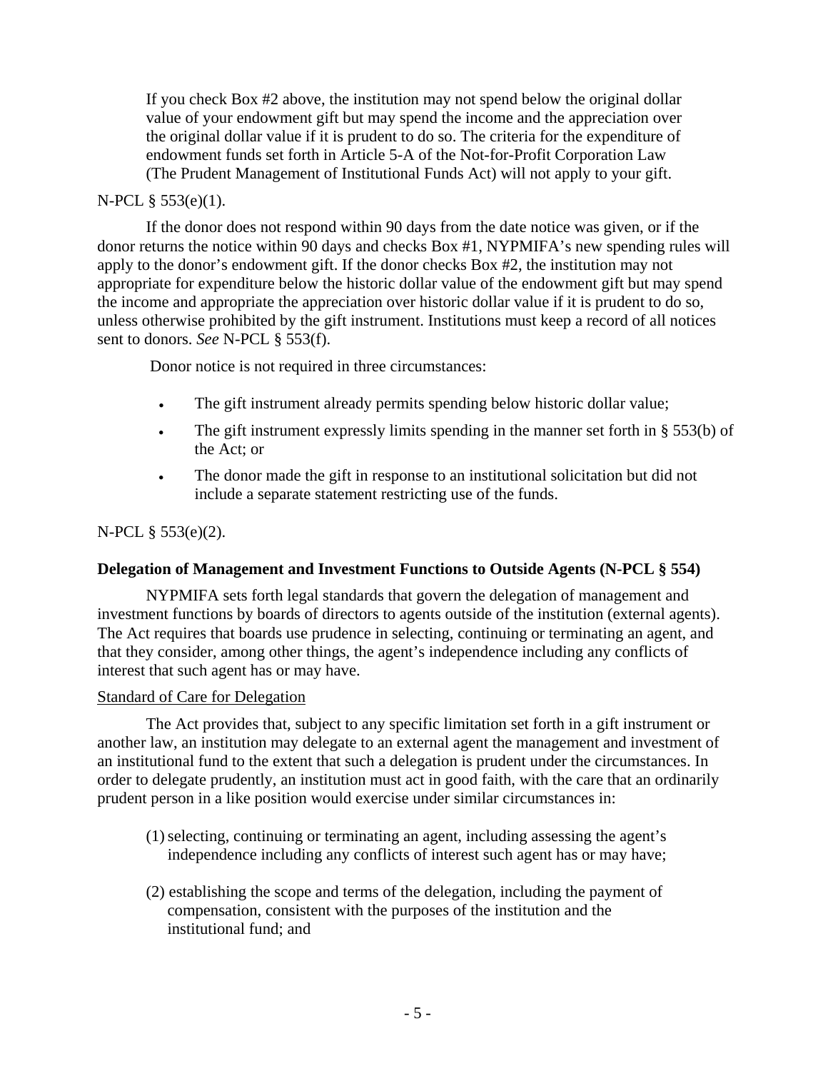> If you check Box #2 above, the institution may not spend below the original dollar value of your endowment gift but may spend the income and the appreciation over the original dollar value if it is prudent to do so. The criteria for the expenditure of endowment funds set forth in Article 5-A of the Not-for-Profit Corporation Law (The Prudent Management of Institutional Funds Act) will not apply to your gift.

N-PCL § 553(e)(1).

If the donor does not respond within 90 days from the date notice was given, or if the donor returns the notice within 90 days and checks Box #1, NYPMIFA's new spending rules will apply to the donor's endowment gift. If the donor checks Box #2, the institution may not appropriate for expenditure below the historic dollar value of the endowment gift but may spend the income and appropriate the appreciation over historic dollar value if it is prudent to do so, unless otherwise prohibited by the gift instrument. Institutions must keep a record of all notices sent to donors. *See* N-PCL § 553(f).

Donor notice is not required in three circumstances:

- The gift instrument already permits spending below historic dollar value;
- The gift instrument expressly limits spending in the manner set forth in § 553(b) of the Act; or
- The donor made the gift in response to an institutional solicitation but did not include a separate statement restricting use of the funds.

N-PCL § 553(e)(2).

**Delegation of Management and Investment Functions to Outside Agents (N-PCL § 554)**

NYPMIFA sets forth legal standards that govern the delegation of management and investment functions by boards of directors to agents outside of the institution (external agents). The Act requires that boards use prudence in selecting, continuing or terminating an agent, and that they consider, among other things, the agent's independence including any conflicts of interest that such agent has or may have.

<u>Standard of Care for Delegation</u>

The Act provides that, subject to any specific limitation set forth in a gift instrument or another law, an institution may delegate to an external agent the management and investment of an institutional fund to the extent that such a delegation is prudent under the circumstances. In order to delegate prudently, an institution must act in good faith, with the care that an ordinarily prudent person in a like position would exercise under similar circumstances in:

(1) selecting, continuing or terminating an agent, including assessing the agent's independence including any conflicts of interest such agent has or may have;

(2) establishing the scope and terms of the delegation, including the payment of compensation, consistent with the purposes of the institution and the institutional fund; and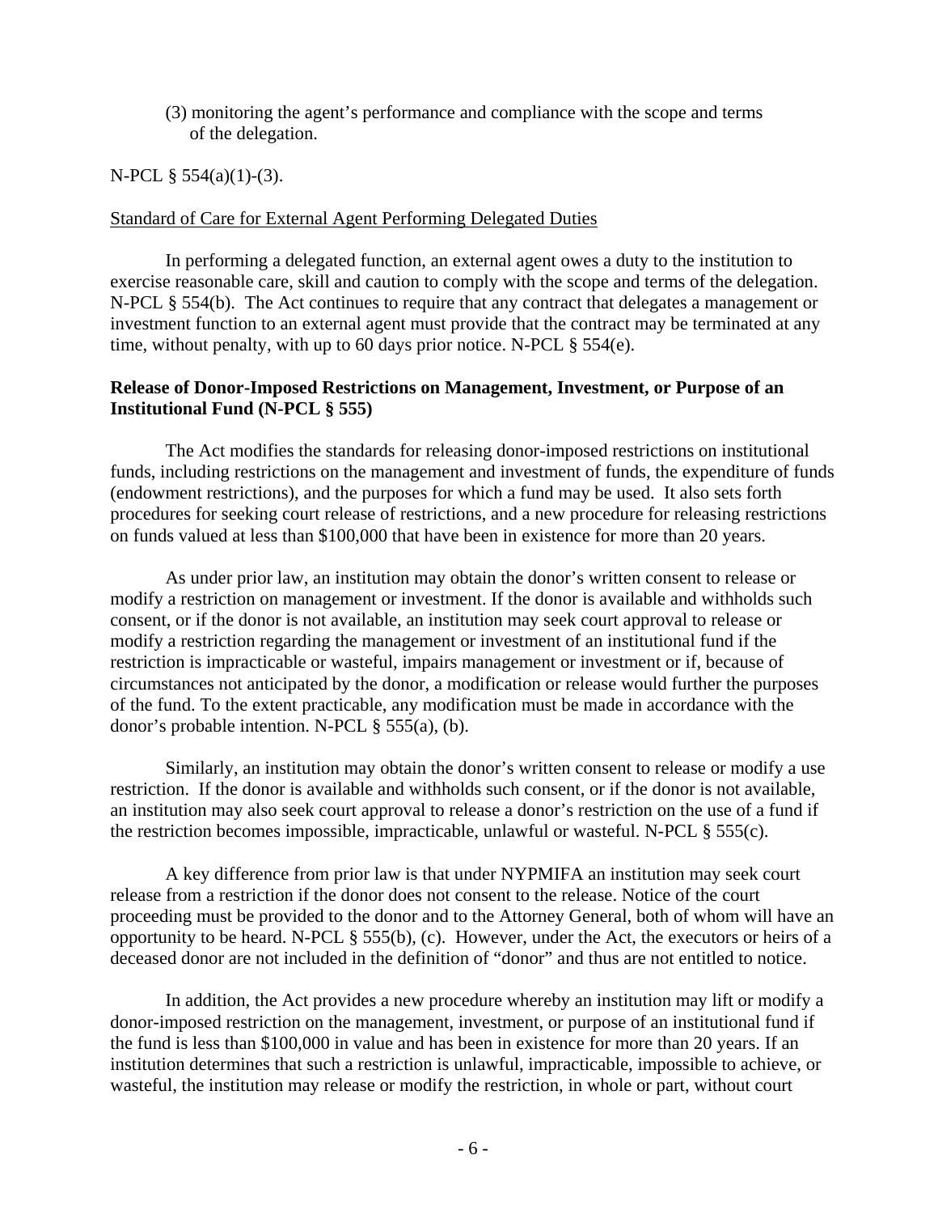(3) monitoring the agent's performance and compliance with the scope and terms of the delegation.

N-PCL § 554(a)(1)-(3).

Standard of Care for External Agent Performing Delegated Duties

In performing a delegated function, an external agent owes a duty to the institution to exercise reasonable care, skill and caution to comply with the scope and terms of the delegation. N-PCL § 554(b). The Act continues to require that any contract that delegates a management or investment function to an external agent must provide that the contract may be terminated at any time, without penalty, with up to 60 days prior notice. N-PCL § 554(e).

**Release of Donor-Imposed Restrictions on Management, Investment, or Purpose of an Institutional Fund (N-PCL § 555)**

The Act modifies the standards for releasing donor-imposed restrictions on institutional funds, including restrictions on the management and investment of funds, the expenditure of funds (endowment restrictions), and the purposes for which a fund may be used. It also sets forth procedures for seeking court release of restrictions, and a new procedure for releasing restrictions on funds valued at less than $100,000 that have been in existence for more than 20 years.

As under prior law, an institution may obtain the donor's written consent to release or modify a restriction on management or investment. If the donor is available and withholds such consent, or if the donor is not available, an institution may seek court approval to release or modify a restriction regarding the management or investment of an institutional fund if the restriction is impracticable or wasteful, impairs management or investment or if, because of circumstances not anticipated by the donor, a modification or release would further the purposes of the fund. To the extent practicable, any modification must be made in accordance with the donor's probable intention. N-PCL § 555(a), (b).

Similarly, an institution may obtain the donor's written consent to release or modify a use restriction. If the donor is available and withholds such consent, or if the donor is not available, an institution may also seek court approval to release a donor's restriction on the use of a fund if the restriction becomes impossible, impracticable, unlawful or wasteful. N-PCL § 555(c).

A key difference from prior law is that under NYPMIFA an institution may seek court release from a restriction if the donor does not consent to the release. Notice of the court proceeding must be provided to the donor and to the Attorney General, both of whom will have an opportunity to be heard. N-PCL § 555(b), (c). However, under the Act, the executors or heirs of a deceased donor are not included in the definition of "donor" and thus are not entitled to notice.

In addition, the Act provides a new procedure whereby an institution may lift or modify a donor-imposed restriction on the management, investment, or purpose of an institutional fund if the fund is less than $100,000 in value and has been in existence for more than 20 years. If an institution determines that such a restriction is unlawful, impracticable, impossible to achieve, or wasteful, the institution may release or modify the restriction, in whole or part, without court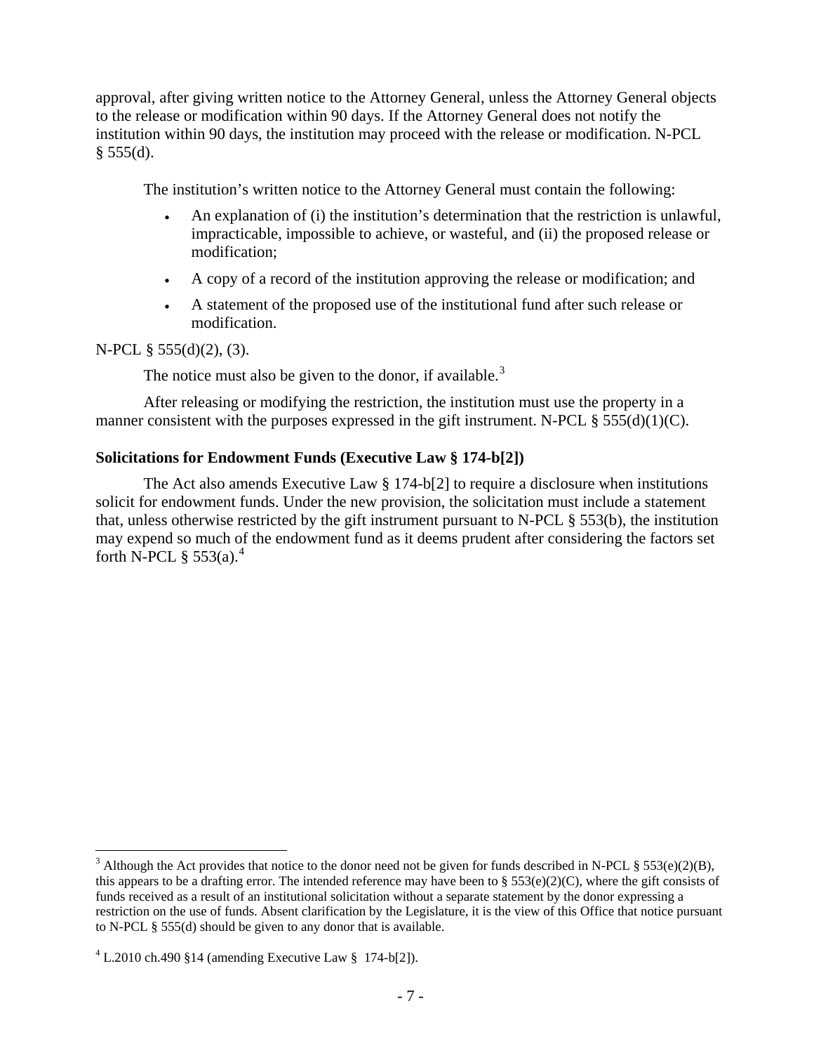approval, after giving written notice to the Attorney General, unless the Attorney General objects to the release or modification within 90 days. If the Attorney General does not notify the institution within 90 days, the institution may proceed with the release or modification. N-PCL § 555(d).

The institution's written notice to the Attorney General must contain the following:

- An explanation of (i) the institution's determination that the restriction is unlawful, impracticable, impossible to achieve, or wasteful, and (ii) the proposed release or modification;
- A copy of a record of the institution approving the release or modification; and
- A statement of the proposed use of the institutional fund after such release or modification.

N-PCL § 555(d)(2), (3).

The notice must also be given to the donor, if available.[3]

After releasing or modifying the restriction, the institution must use the property in a manner consistent with the purposes expressed in the gift instrument. N-PCL § 555(d)(1)(C).

### Solicitations for Endowment Funds (Executive Law § 174-b[2])

The Act also amends Executive Law § 174-b[2] to require a disclosure when institutions solicit for endowment funds. Under the new provision, the solicitation must include a statement that, unless otherwise restricted by the gift instrument pursuant to N-PCL § 553(b), the institution may expend so much of the endowment fund as it deems prudent after considering the factors set forth N-PCL § 553(a).[4]

---

[3] Although the Act provides that notice to the donor need not be given for funds described in N-PCL § 553(e)(2)(B), this appears to be a drafting error. The intended reference may have been to § 553(e)(2)(C), where the gift consists of funds received as a result of an institutional solicitation without a separate statement by the donor expressing a restriction on the use of funds. Absent clarification by the Legislature, it is the view of this Office that notice pursuant to N-PCL § 555(d) should be given to any donor that is available.

[4] L.2010 ch.490 §14 (amending Executive Law § 174-b[2]).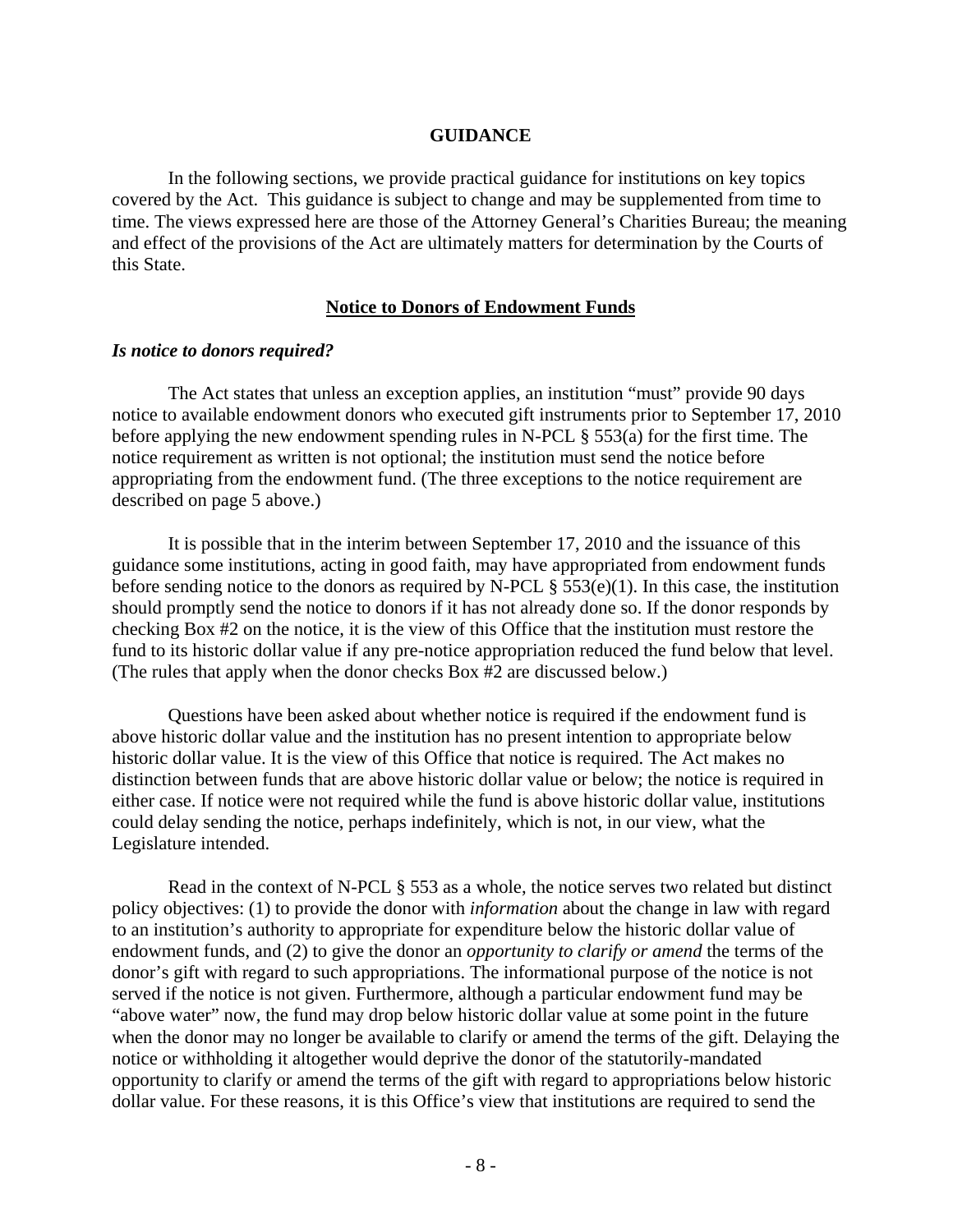## GUIDANCE

In the following sections, we provide practical guidance for institutions on key topics covered by the Act. This guidance is subject to change and may be supplemented from time to time. The views expressed here are those of the Attorney General's Charities Bureau; the meaning and effect of the provisions of the Act are ultimately matters for determination by the Courts of this State.

### Notice to Donors of Endowment Funds

***Is notice to donors required?***

The Act states that unless an exception applies, an institution "must" provide 90 days notice to available endowment donors who executed gift instruments prior to September 17, 2010 before applying the new endowment spending rules in N-PCL § 553(a) for the first time. The notice requirement as written is not optional; the institution must send the notice before appropriating from the endowment fund. (The three exceptions to the notice requirement are described on page 5 above.)

It is possible that in the interim between September 17, 2010 and the issuance of this guidance some institutions, acting in good faith, may have appropriated from endowment funds before sending notice to the donors as required by N-PCL § 553(e)(1). In this case, the institution should promptly send the notice to donors if it has not already done so. If the donor responds by checking Box #2 on the notice, it is the view of this Office that the institution must restore the fund to its historic dollar value if any pre-notice appropriation reduced the fund below that level. (The rules that apply when the donor checks Box #2 are discussed below.)

Questions have been asked about whether notice is required if the endowment fund is above historic dollar value and the institution has no present intention to appropriate below historic dollar value. It is the view of this Office that notice is required. The Act makes no distinction between funds that are above historic dollar value or below; the notice is required in either case. If notice were not required while the fund is above historic dollar value, institutions could delay sending the notice, perhaps indefinitely, which is not, in our view, what the Legislature intended.

Read in the context of N-PCL § 553 as a whole, the notice serves two related but distinct policy objectives: (1) to provide the donor with *information* about the change in law with regard to an institution's authority to appropriate for expenditure below the historic dollar value of endowment funds, and (2) to give the donor an *opportunity to clarify or amend* the terms of the donor's gift with regard to such appropriations. The informational purpose of the notice is not served if the notice is not given. Furthermore, although a particular endowment fund may be "above water" now, the fund may drop below historic dollar value at some point in the future when the donor may no longer be available to clarify or amend the terms of the gift. Delaying the notice or withholding it altogether would deprive the donor of the statutorily-mandated opportunity to clarify or amend the terms of the gift with regard to appropriations below historic dollar value. For these reasons, it is this Office's view that institutions are required to send the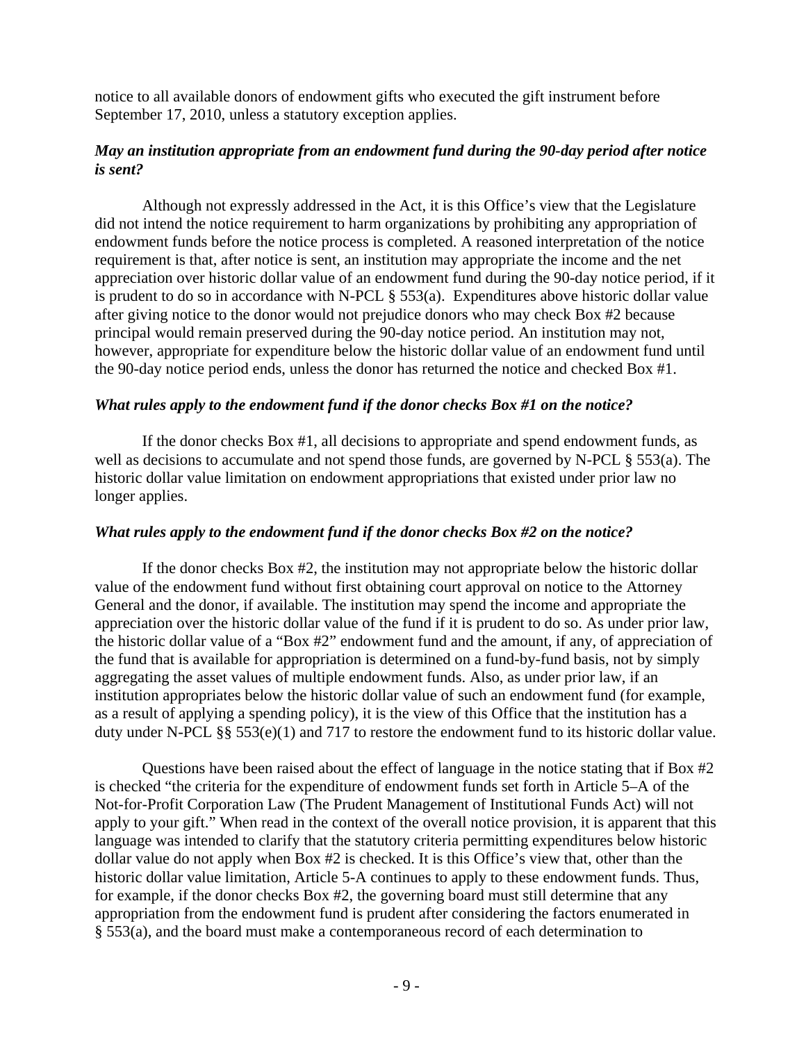notice to all available donors of endowment gifts who executed the gift instrument before September 17, 2010, unless a statutory exception applies.

### *May an institution appropriate from an endowment fund during the 90-day period after notice is sent?*

Although not expressly addressed in the Act, it is this Office's view that the Legislature did not intend the notice requirement to harm organizations by prohibiting any appropriation of endowment funds before the notice process is completed. A reasoned interpretation of the notice requirement is that, after notice is sent, an institution may appropriate the income and the net appreciation over historic dollar value of an endowment fund during the 90-day notice period, if it is prudent to do so in accordance with N-PCL § 553(a). Expenditures above historic dollar value after giving notice to the donor would not prejudice donors who may check Box #2 because principal would remain preserved during the 90-day notice period. An institution may not, however, appropriate for expenditure below the historic dollar value of an endowment fund until the 90-day notice period ends, unless the donor has returned the notice and checked Box #1.

### *What rules apply to the endowment fund if the donor checks Box #1 on the notice?*

If the donor checks Box #1, all decisions to appropriate and spend endowment funds, as well as decisions to accumulate and not spend those funds, are governed by N-PCL § 553(a). The historic dollar value limitation on endowment appropriations that existed under prior law no longer applies.

### *What rules apply to the endowment fund if the donor checks Box #2 on the notice?*

If the donor checks Box #2, the institution may not appropriate below the historic dollar value of the endowment fund without first obtaining court approval on notice to the Attorney General and the donor, if available. The institution may spend the income and appropriate the appreciation over the historic dollar value of the fund if it is prudent to do so. As under prior law, the historic dollar value of a "Box #2" endowment fund and the amount, if any, of appreciation of the fund that is available for appropriation is determined on a fund-by-fund basis, not by simply aggregating the asset values of multiple endowment funds. Also, as under prior law, if an institution appropriates below the historic dollar value of such an endowment fund (for example, as a result of applying a spending policy), it is the view of this Office that the institution has a duty under N-PCL §§ 553(e)(1) and 717 to restore the endowment fund to its historic dollar value.

Questions have been raised about the effect of language in the notice stating that if Box #2 is checked "the criteria for the expenditure of endowment funds set forth in Article 5–A of the Not-for-Profit Corporation Law (The Prudent Management of Institutional Funds Act) will not apply to your gift." When read in the context of the overall notice provision, it is apparent that this language was intended to clarify that the statutory criteria permitting expenditures below historic dollar value do not apply when Box #2 is checked. It is this Office's view that, other than the historic dollar value limitation, Article 5-A continues to apply to these endowment funds. Thus, for example, if the donor checks Box #2, the governing board must still determine that any appropriation from the endowment fund is prudent after considering the factors enumerated in § 553(a), and the board must make a contemporaneous record of each determination to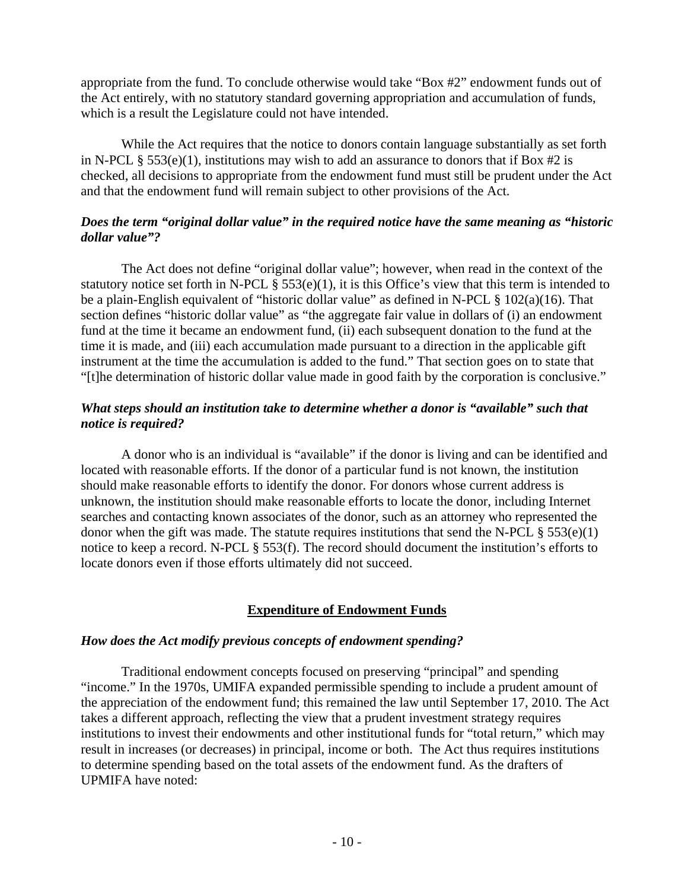appropriate from the fund. To conclude otherwise would take "Box #2" endowment funds out of the Act entirely, with no statutory standard governing appropriation and accumulation of funds, which is a result the Legislature could not have intended.

While the Act requires that the notice to donors contain language substantially as set forth in N-PCL § 553(e)(1), institutions may wish to add an assurance to donors that if Box #2 is checked, all decisions to appropriate from the endowment fund must still be prudent under the Act and that the endowment fund will remain subject to other provisions of the Act.

### *Does the term "original dollar value" in the required notice have the same meaning as "historic dollar value"?*

The Act does not define "original dollar value"; however, when read in the context of the statutory notice set forth in N-PCL § 553(e)(1), it is this Office's view that this term is intended to be a plain-English equivalent of "historic dollar value" as defined in N-PCL § 102(a)(16). That section defines "historic dollar value" as "the aggregate fair value in dollars of (i) an endowment fund at the time it became an endowment fund, (ii) each subsequent donation to the fund at the time it is made, and (iii) each accumulation made pursuant to a direction in the applicable gift instrument at the time the accumulation is added to the fund." That section goes on to state that "[t]he determination of historic dollar value made in good faith by the corporation is conclusive."

### *What steps should an institution take to determine whether a donor is "available" such that notice is required?*

A donor who is an individual is "available" if the donor is living and can be identified and located with reasonable efforts. If the donor of a particular fund is not known, the institution should make reasonable efforts to identify the donor. For donors whose current address is unknown, the institution should make reasonable efforts to locate the donor, including Internet searches and contacting known associates of the donor, such as an attorney who represented the donor when the gift was made. The statute requires institutions that send the N-PCL § 553(e)(1) notice to keep a record. N-PCL § 553(f). The record should document the institution's efforts to locate donors even if those efforts ultimately did not succeed.

## Expenditure of Endowment Funds

### *How does the Act modify previous concepts of endowment spending?*

Traditional endowment concepts focused on preserving "principal" and spending "income." In the 1970s, UMIFA expanded permissible spending to include a prudent amount of the appreciation of the endowment fund; this remained the law until September 17, 2010. The Act takes a different approach, reflecting the view that a prudent investment strategy requires institutions to invest their endowments and other institutional funds for "total return," which may result in increases (or decreases) in principal, income or both. The Act thus requires institutions to determine spending based on the total assets of the endowment fund. As the drafters of UPMIFA have noted: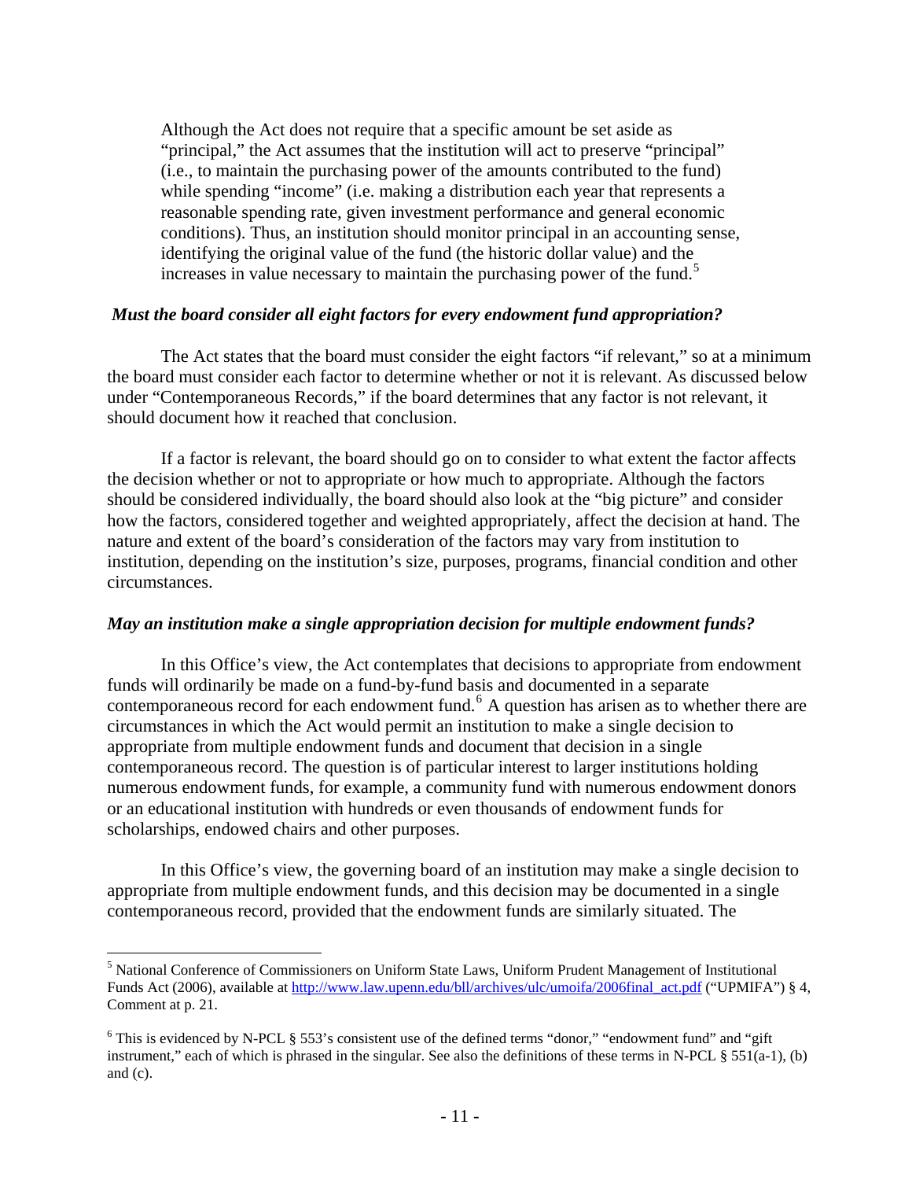> Although the Act does not require that a specific amount be set aside as "principal," the Act assumes that the institution will act to preserve "principal" (i.e., to maintain the purchasing power of the amounts contributed to the fund) while spending "income" (i.e. making a distribution each year that represents a reasonable spending rate, given investment performance and general economic conditions). Thus, an institution should monitor principal in an accounting sense, identifying the original value of the fund (the historic dollar value) and the increases in value necessary to maintain the purchasing power of the fund.[5]

***Must the board consider all eight factors for every endowment fund appropriation?***

The Act states that the board must consider the eight factors "if relevant," so at a minimum the board must consider each factor to determine whether or not it is relevant. As discussed below under "Contemporaneous Records," if the board determines that any factor is not relevant, it should document how it reached that conclusion.

If a factor is relevant, the board should go on to consider to what extent the factor affects the decision whether or not to appropriate or how much to appropriate. Although the factors should be considered individually, the board should also look at the "big picture" and consider how the factors, considered together and weighted appropriately, affect the decision at hand. The nature and extent of the board's consideration of the factors may vary from institution to institution, depending on the institution's size, purposes, programs, financial condition and other circumstances.

***May an institution make a single appropriation decision for multiple endowment funds?***

In this Office's view, the Act contemplates that decisions to appropriate from endowment funds will ordinarily be made on a fund-by-fund basis and documented in a separate contemporaneous record for each endowment fund.[6] A question has arisen as to whether there are circumstances in which the Act would permit an institution to make a single decision to appropriate from multiple endowment funds and document that decision in a single contemporaneous record. The question is of particular interest to larger institutions holding numerous endowment funds, for example, a community fund with numerous endowment donors or an educational institution with hundreds or even thousands of endowment funds for scholarships, endowed chairs and other purposes.

In this Office's view, the governing board of an institution may make a single decision to appropriate from multiple endowment funds, and this decision may be documented in a single contemporaneous record, provided that the endowment funds are similarly situated. The

---

[5] National Conference of Commissioners on Uniform State Laws, Uniform Prudent Management of Institutional Funds Act (2006), available at http://www.law.upenn.edu/bll/archives/ulc/umoifa/2006final_act.pdf ("UPMIFA") § 4, Comment at p. 21.

[6] This is evidenced by N-PCL § 553's consistent use of the defined terms "donor," "endowment fund" and "gift instrument," each of which is phrased in the singular. See also the definitions of these terms in N-PCL § 551(a-1), (b) and (c).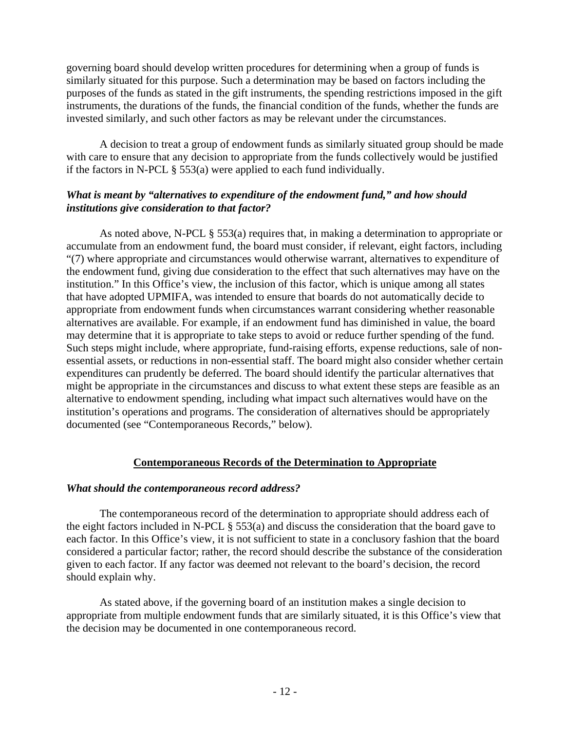governing board should develop written procedures for determining when a group of funds is similarly situated for this purpose. Such a determination may be based on factors including the purposes of the funds as stated in the gift instruments, the spending restrictions imposed in the gift instruments, the durations of the funds, the financial condition of the funds, whether the funds are invested similarly, and such other factors as may be relevant under the circumstances.

A decision to treat a group of endowment funds as similarly situated group should be made with care to ensure that any decision to appropriate from the funds collectively would be justified if the factors in N-PCL § 553(a) were applied to each fund individually.

***What is meant by "alternatives to expenditure of the endowment fund," and how should institutions give consideration to that factor?***

As noted above, N-PCL § 553(a) requires that, in making a determination to appropriate or accumulate from an endowment fund, the board must consider, if relevant, eight factors, including "(7) where appropriate and circumstances would otherwise warrant, alternatives to expenditure of the endowment fund, giving due consideration to the effect that such alternatives may have on the institution." In this Office's view, the inclusion of this factor, which is unique among all states that have adopted UPMIFA, was intended to ensure that boards do not automatically decide to appropriate from endowment funds when circumstances warrant considering whether reasonable alternatives are available. For example, if an endowment fund has diminished in value, the board may determine that it is appropriate to take steps to avoid or reduce further spending of the fund. Such steps might include, where appropriate, fund-raising efforts, expense reductions, sale of non-essential assets, or reductions in non-essential staff. The board might also consider whether certain expenditures can prudently be deferred. The board should identify the particular alternatives that might be appropriate in the circumstances and discuss to what extent these steps are feasible as an alternative to endowment spending, including what impact such alternatives would have on the institution's operations and programs. The consideration of alternatives should be appropriately documented (see "Contemporaneous Records," below).

## Contemporaneous Records of the Determination to Appropriate

***What should the contemporaneous record address?***

The contemporaneous record of the determination to appropriate should address each of the eight factors included in N-PCL § 553(a) and discuss the consideration that the board gave to each factor. In this Office's view, it is not sufficient to state in a conclusory fashion that the board considered a particular factor; rather, the record should describe the substance of the consideration given to each factor. If any factor was deemed not relevant to the board's decision, the record should explain why.

As stated above, if the governing board of an institution makes a single decision to appropriate from multiple endowment funds that are similarly situated, it is this Office's view that the decision may be documented in one contemporaneous record.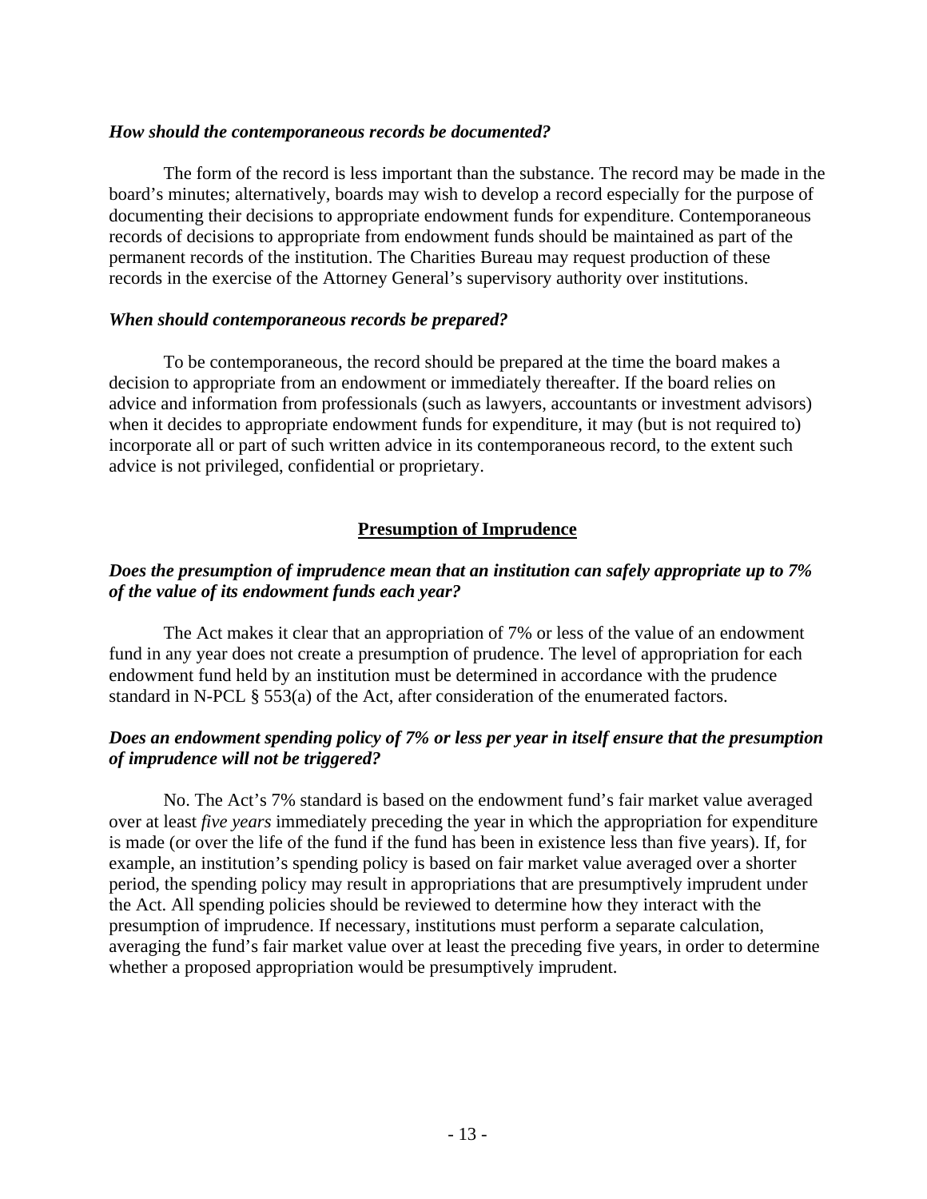***How should the contemporaneous records be documented?***

The form of the record is less important than the substance. The record may be made in the board's minutes; alternatively, boards may wish to develop a record especially for the purpose of documenting their decisions to appropriate endowment funds for expenditure. Contemporaneous records of decisions to appropriate from endowment funds should be maintained as part of the permanent records of the institution. The Charities Bureau may request production of these records in the exercise of the Attorney General's supervisory authority over institutions.

***When should contemporaneous records be prepared?***

To be contemporaneous, the record should be prepared at the time the board makes a decision to appropriate from an endowment or immediately thereafter. If the board relies on advice and information from professionals (such as lawyers, accountants or investment advisors) when it decides to appropriate endowment funds for expenditure, it may (but is not required to) incorporate all or part of such written advice in its contemporaneous record, to the extent such advice is not privileged, confidential or proprietary.

## Presumption of Imprudence

***Does the presumption of imprudence mean that an institution can safely appropriate up to 7% of the value of its endowment funds each year?***

The Act makes it clear that an appropriation of 7% or less of the value of an endowment fund in any year does not create a presumption of prudence. The level of appropriation for each endowment fund held by an institution must be determined in accordance with the prudence standard in N-PCL § 553(a) of the Act, after consideration of the enumerated factors.

***Does an endowment spending policy of 7% or less per year in itself ensure that the presumption of imprudence will not be triggered?***

No. The Act's 7% standard is based on the endowment fund's fair market value averaged over at least *five years* immediately preceding the year in which the appropriation for expenditure is made (or over the life of the fund if the fund has been in existence less than five years). If, for example, an institution's spending policy is based on fair market value averaged over a shorter period, the spending policy may result in appropriations that are presumptively imprudent under the Act. All spending policies should be reviewed to determine how they interact with the presumption of imprudence. If necessary, institutions must perform a separate calculation, averaging the fund's fair market value over at least the preceding five years, in order to determine whether a proposed appropriation would be presumptively imprudent.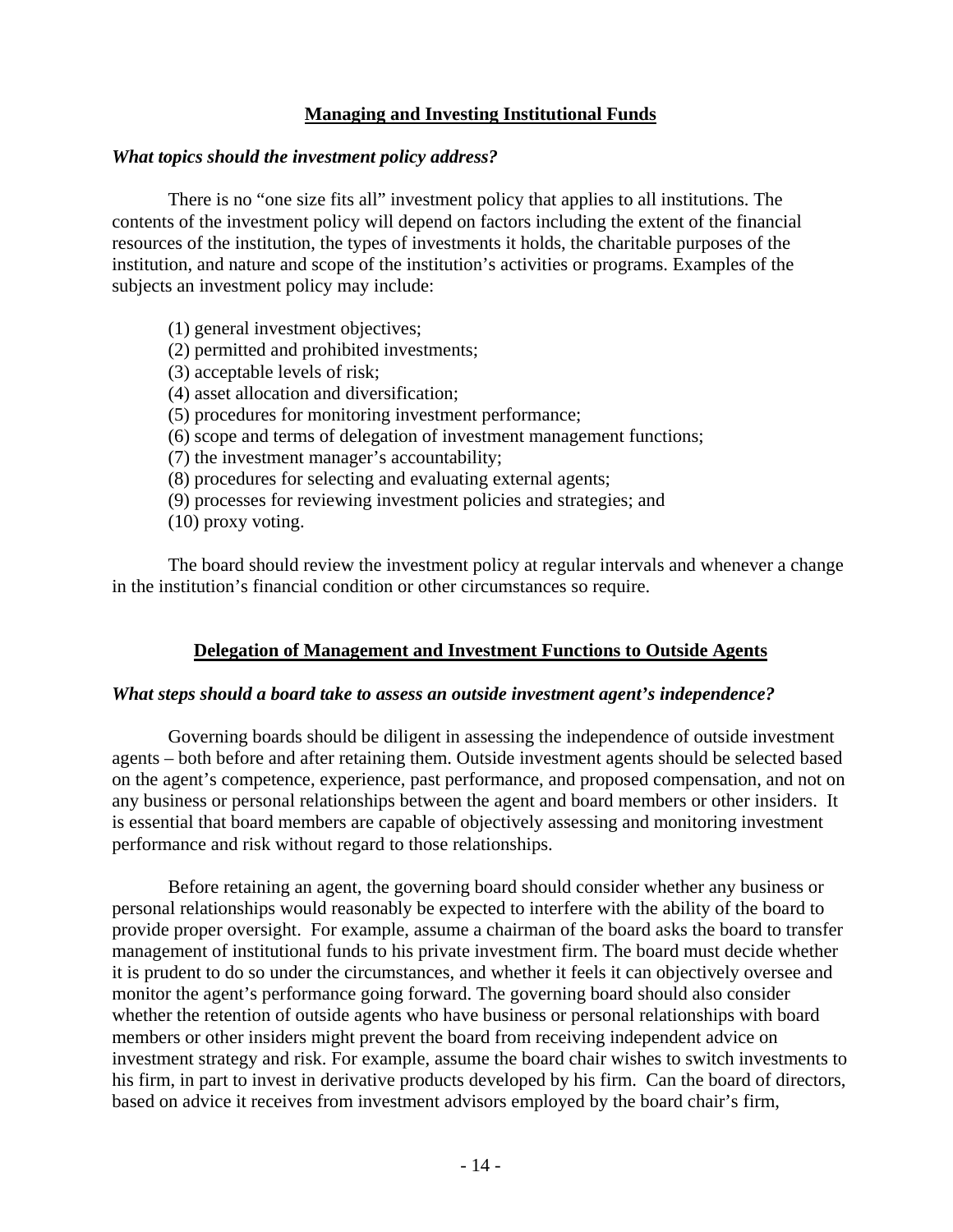## Managing and Investing Institutional Funds

*What topics should the investment policy address?*

There is no "one size fits all" investment policy that applies to all institutions. The contents of the investment policy will depend on factors including the extent of the financial resources of the institution, the types of investments it holds, the charitable purposes of the institution, and nature and scope of the institution's activities or programs. Examples of the subjects an investment policy may include:

(1) general investment objectives;
(2) permitted and prohibited investments;
(3) acceptable levels of risk;
(4) asset allocation and diversification;
(5) procedures for monitoring investment performance;
(6) scope and terms of delegation of investment management functions;
(7) the investment manager's accountability;
(8) procedures for selecting and evaluating external agents;
(9) processes for reviewing investment policies and strategies; and
(10) proxy voting.

The board should review the investment policy at regular intervals and whenever a change in the institution's financial condition or other circumstances so require.

## Delegation of Management and Investment Functions to Outside Agents

*What steps should a board take to assess an outside investment agent's independence?*

Governing boards should be diligent in assessing the independence of outside investment agents – both before and after retaining them. Outside investment agents should be selected based on the agent's competence, experience, past performance, and proposed compensation, and not on any business or personal relationships between the agent and board members or other insiders. It is essential that board members are capable of objectively assessing and monitoring investment performance and risk without regard to those relationships.

Before retaining an agent, the governing board should consider whether any business or personal relationships would reasonably be expected to interfere with the ability of the board to provide proper oversight. For example, assume a chairman of the board asks the board to transfer management of institutional funds to his private investment firm. The board must decide whether it is prudent to do so under the circumstances, and whether it feels it can objectively oversee and monitor the agent's performance going forward. The governing board should also consider whether the retention of outside agents who have business or personal relationships with board members or other insiders might prevent the board from receiving independent advice on investment strategy and risk. For example, assume the board chair wishes to switch investments to his firm, in part to invest in derivative products developed by his firm. Can the board of directors, based on advice it receives from investment advisors employed by the board chair's firm,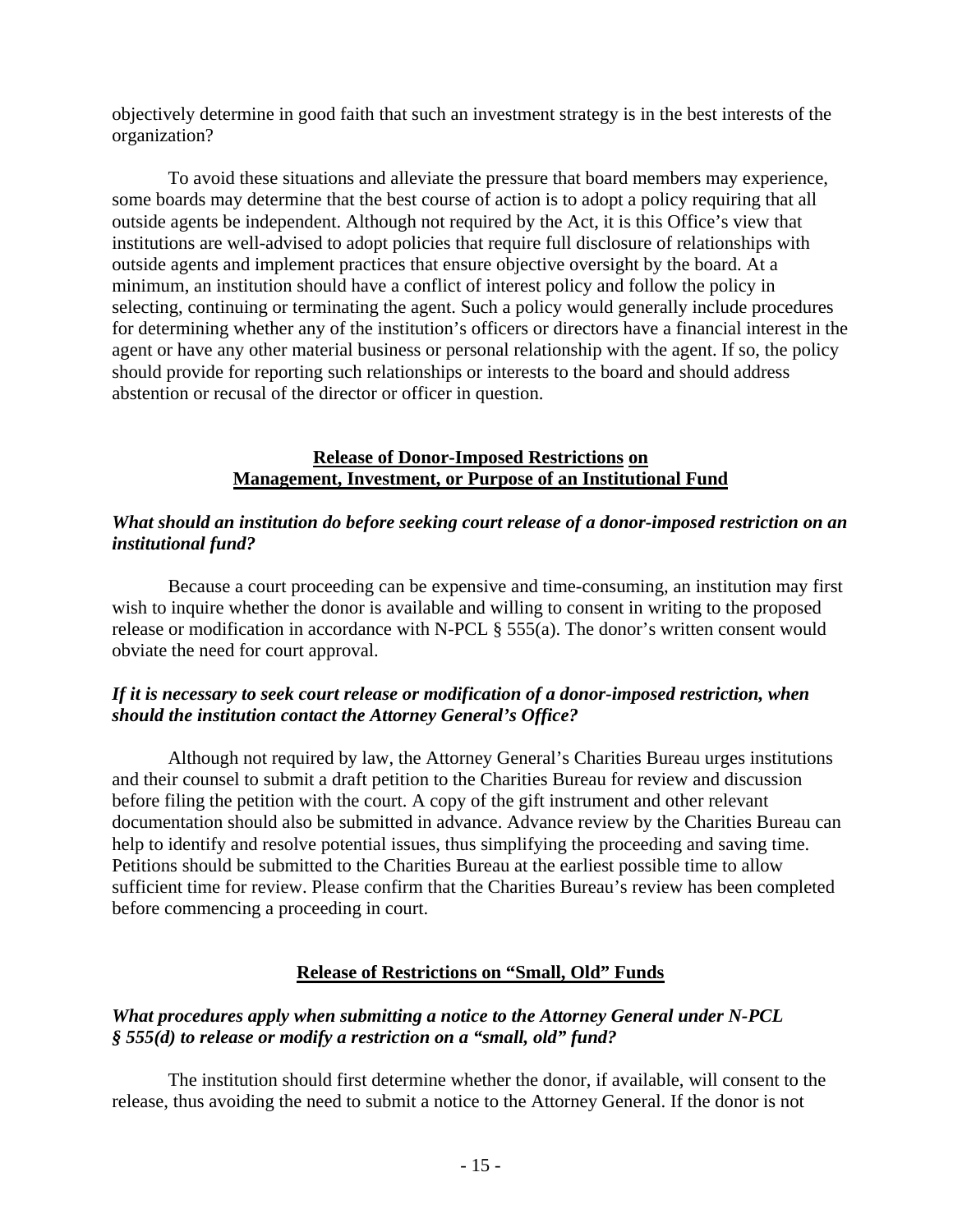objectively determine in good faith that such an investment strategy is in the best interests of the organization?

To avoid these situations and alleviate the pressure that board members may experience, some boards may determine that the best course of action is to adopt a policy requiring that all outside agents be independent. Although not required by the Act, it is this Office's view that institutions are well-advised to adopt policies that require full disclosure of relationships with outside agents and implement practices that ensure objective oversight by the board. At a minimum, an institution should have a conflict of interest policy and follow the policy in selecting, continuing or terminating the agent. Such a policy would generally include procedures for determining whether any of the institution's officers or directors have a financial interest in the agent or have any other material business or personal relationship with the agent. If so, the policy should provide for reporting such relationships or interests to the board and should address abstention or recusal of the director or officer in question.

## Release of Donor-Imposed Restrictions on Management, Investment, or Purpose of an Institutional Fund

***What should an institution do before seeking court release of a donor-imposed restriction on an institutional fund?***

Because a court proceeding can be expensive and time-consuming, an institution may first wish to inquire whether the donor is available and willing to consent in writing to the proposed release or modification in accordance with N-PCL § 555(a). The donor's written consent would obviate the need for court approval.

***If it is necessary to seek court release or modification of a donor-imposed restriction, when should the institution contact the Attorney General's Office?***

Although not required by law, the Attorney General's Charities Bureau urges institutions and their counsel to submit a draft petition to the Charities Bureau for review and discussion before filing the petition with the court. A copy of the gift instrument and other relevant documentation should also be submitted in advance. Advance review by the Charities Bureau can help to identify and resolve potential issues, thus simplifying the proceeding and saving time. Petitions should be submitted to the Charities Bureau at the earliest possible time to allow sufficient time for review. Please confirm that the Charities Bureau's review has been completed before commencing a proceeding in court.

## Release of Restrictions on "Small, Old" Funds

***What procedures apply when submitting a notice to the Attorney General under N-PCL § 555(d) to release or modify a restriction on a "small, old" fund?***

The institution should first determine whether the donor, if available, will consent to the release, thus avoiding the need to submit a notice to the Attorney General. If the donor is not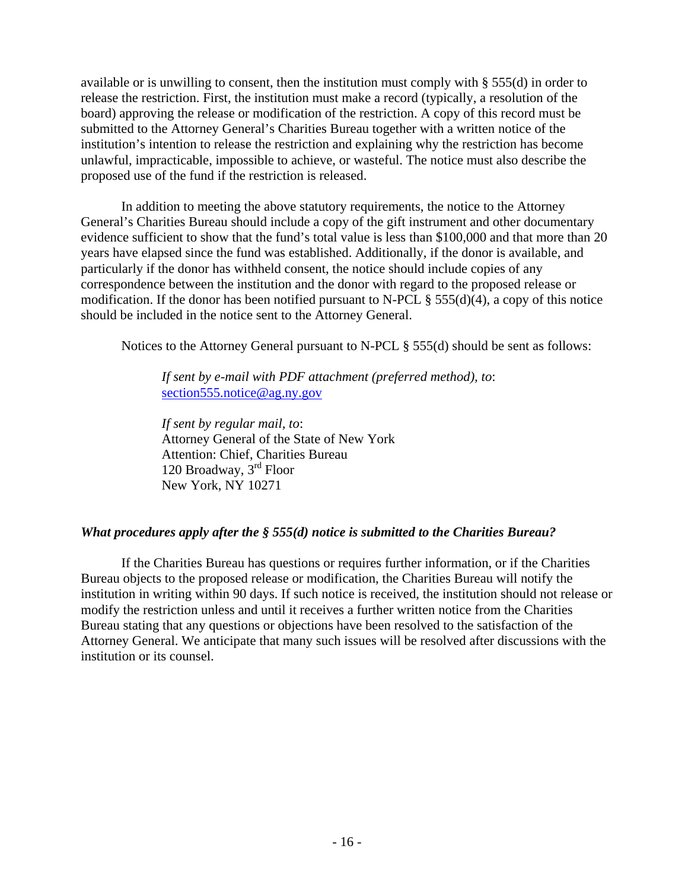available or is unwilling to consent, then the institution must comply with § 555(d) in order to release the restriction. First, the institution must make a record (typically, a resolution of the board) approving the release or modification of the restriction. A copy of this record must be submitted to the Attorney General's Charities Bureau together with a written notice of the institution's intention to release the restriction and explaining why the restriction has become unlawful, impracticable, impossible to achieve, or wasteful. The notice must also describe the proposed use of the fund if the restriction is released.

In addition to meeting the above statutory requirements, the notice to the Attorney General's Charities Bureau should include a copy of the gift instrument and other documentary evidence sufficient to show that the fund's total value is less than $100,000 and that more than 20 years have elapsed since the fund was established. Additionally, if the donor is available, and particularly if the donor has withheld consent, the notice should include copies of any correspondence between the institution and the donor with regard to the proposed release or modification. If the donor has been notified pursuant to N-PCL § 555(d)(4), a copy of this notice should be included in the notice sent to the Attorney General.

Notices to the Attorney General pursuant to N-PCL § 555(d) should be sent as follows:

> *If sent by e-mail with PDF attachment (preferred method), to*:
> section555.notice@ag.ny.gov
>
> *If sent by regular mail, to*:
> Attorney General of the State of New York
> Attention: Chief, Charities Bureau
> 120 Broadway, 3rd Floor
> New York, NY 10271

### *What procedures apply after the § 555(d) notice is submitted to the Charities Bureau?*

If the Charities Bureau has questions or requires further information, or if the Charities Bureau objects to the proposed release or modification, the Charities Bureau will notify the institution in writing within 90 days. If such notice is received, the institution should not release or modify the restriction unless and until it receives a further written notice from the Charities Bureau stating that any questions or objections have been resolved to the satisfaction of the Attorney General. We anticipate that many such issues will be resolved after discussions with the institution or its counsel.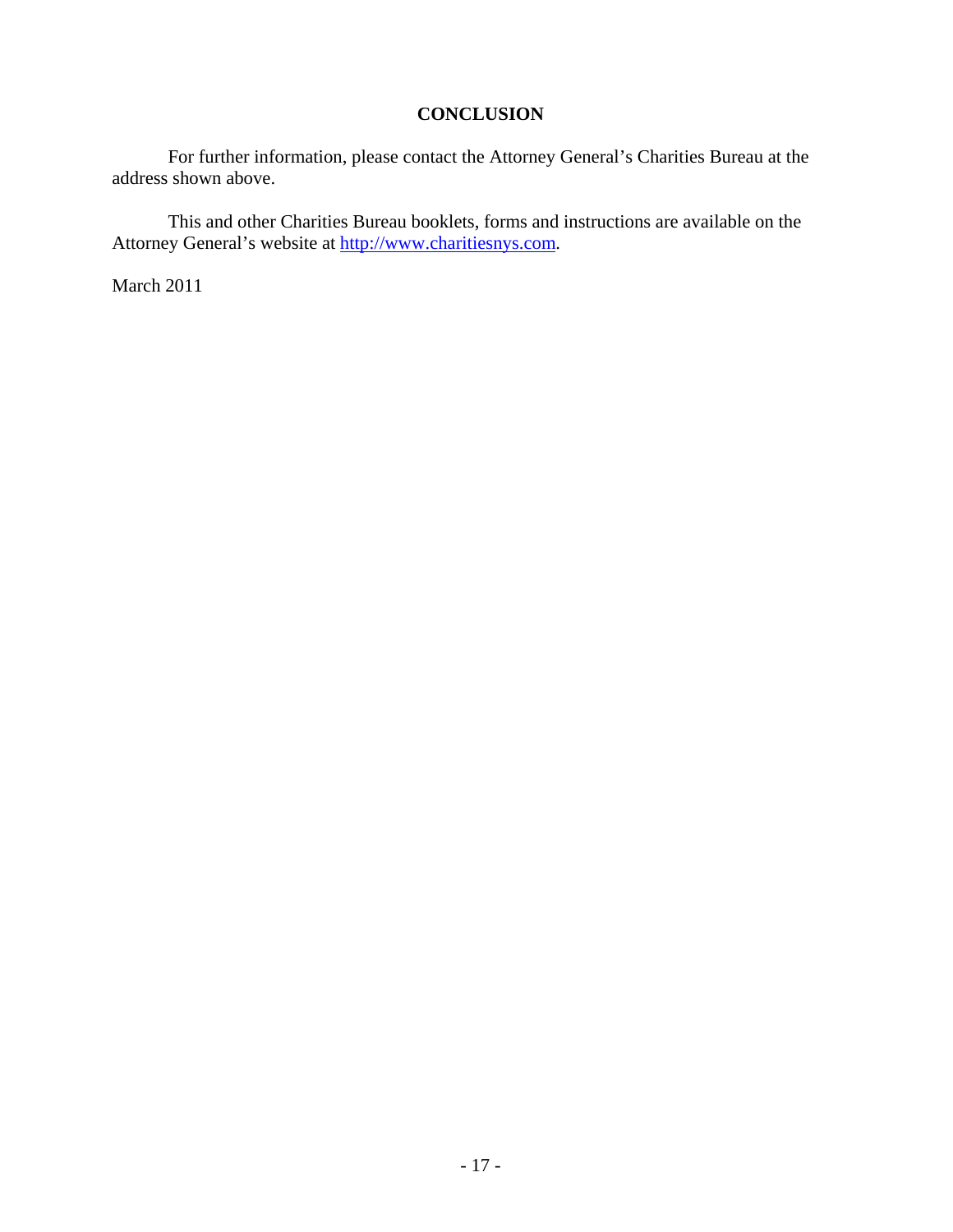## CONCLUSION

For further information, please contact the Attorney General's Charities Bureau at the address shown above.

This and other Charities Bureau booklets, forms and instructions are available on the Attorney General's website at http://www.charitiesnys.com.

March 2011